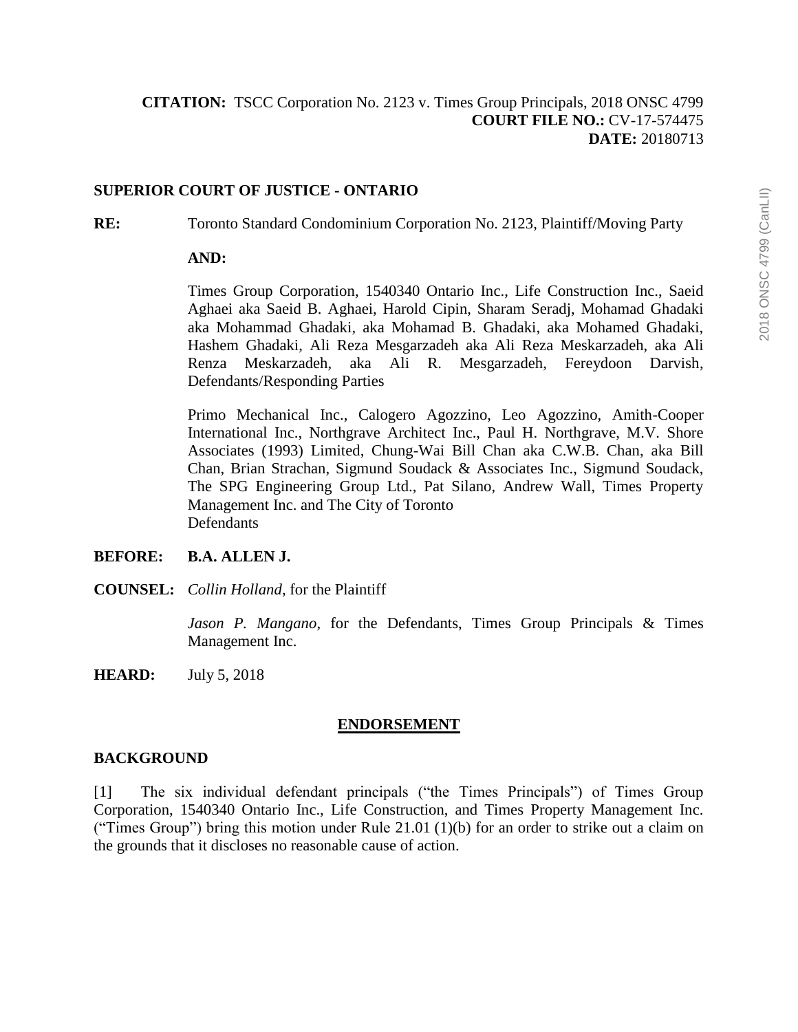**CITATION:** TSCC Corporation No. 2123 v. Times Group Principals, 2018 ONSC 4799
**COURT FILE NO.:** CV-17-574475
**DATE:** 20180713

**SUPERIOR COURT OF JUSTICE - ONTARIO**

**RE:** Toronto Standard Condominium Corporation No. 2123, Plaintiff/Moving Party

**AND:**

Times Group Corporation, 1540340 Ontario Inc., Life Construction Inc., Saeid Aghaei aka Saeid B. Aghaei, Harold Cipin, Sharam Seradj, Mohamad Ghadaki aka Mohammad Ghadaki, aka Mohamad B. Ghadaki, aka Mohamed Ghadaki, Hashem Ghadaki, Ali Reza Mesgarzadeh aka Ali Reza Meskarzadeh, aka Ali Renza Meskarzadeh, aka Ali R. Mesgarzadeh, Fereydoon Darvish, Defendants/Responding Parties

Primo Mechanical Inc., Calogero Agozzino, Leo Agozzino, Amith-Cooper International Inc., Northgrave Architect Inc., Paul H. Northgrave, M.V. Shore Associates (1993) Limited, Chung-Wai Bill Chan aka C.W.B. Chan, aka Bill Chan, Brian Strachan, Sigmund Soudack & Associates Inc., Sigmund Soudack, The SPG Engineering Group Ltd., Pat Silano, Andrew Wall, Times Property Management Inc. and The City of Toronto
Defendants

**BEFORE:** **B.A. ALLEN J.**

**COUNSEL:** *Collin Holland*, for the Plaintiff

*Jason P. Mangano*, for the Defendants, Times Group Principals & Times Management Inc.

**HEARD:** July 5, 2018

## ENDORSEMENT

### BACKGROUND

[1] The six individual defendant principals ("the Times Principals") of Times Group Corporation, 1540340 Ontario Inc., Life Construction, and Times Property Management Inc. ("Times Group") bring this motion under Rule 21.01 (1)(b) for an order to strike out a claim on the grounds that it discloses no reasonable cause of action.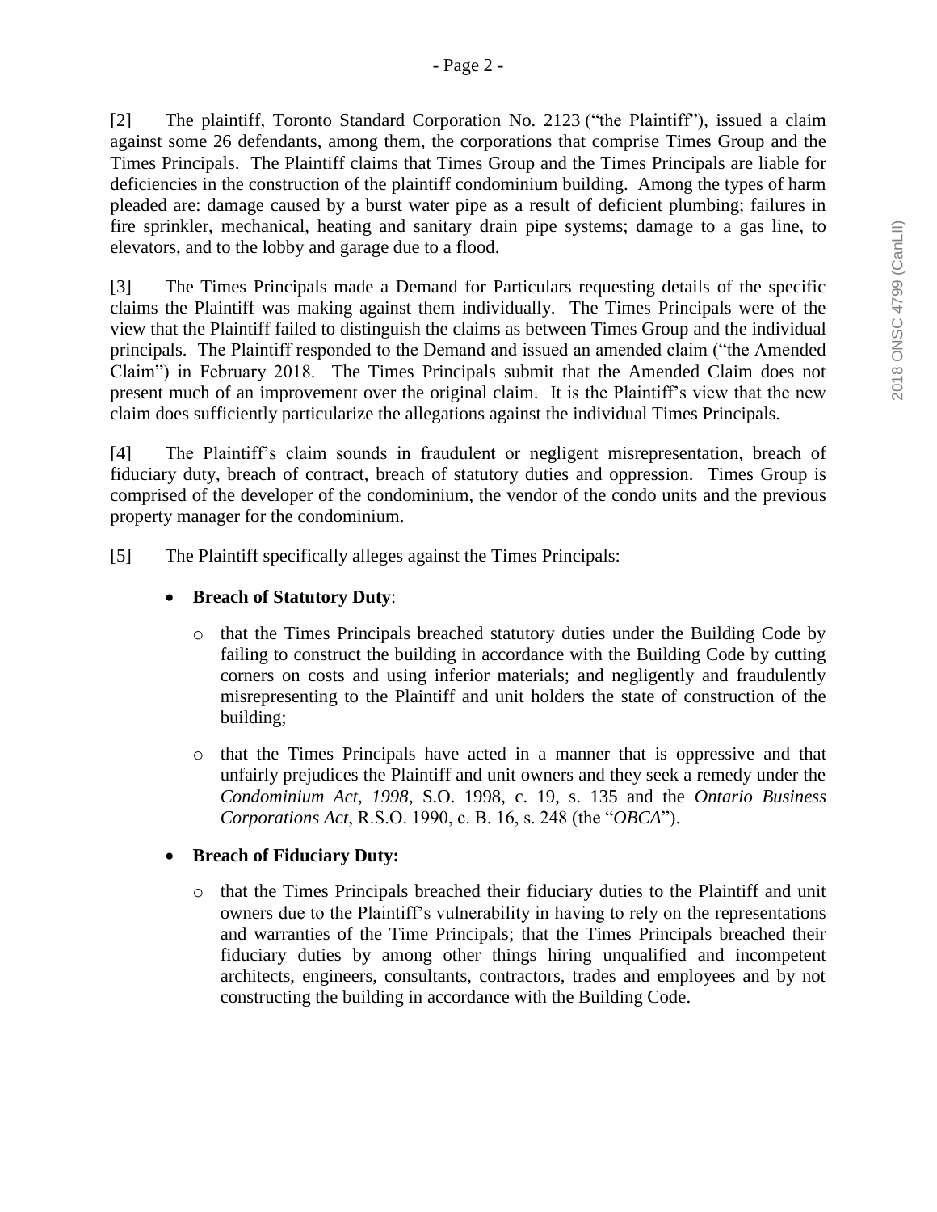[2] The plaintiff, Toronto Standard Corporation No. 2123 ("the Plaintiff"), issued a claim against some 26 defendants, among them, the corporations that comprise Times Group and the Times Principals. The Plaintiff claims that Times Group and the Times Principals are liable for deficiencies in the construction of the plaintiff condominium building. Among the types of harm pleaded are: damage caused by a burst water pipe as a result of deficient plumbing; failures in fire sprinkler, mechanical, heating and sanitary drain pipe systems; damage to a gas line, to elevators, and to the lobby and garage due to a flood.

[3] The Times Principals made a Demand for Particulars requesting details of the specific claims the Plaintiff was making against them individually. The Times Principals were of the view that the Plaintiff failed to distinguish the claims as between Times Group and the individual principals. The Plaintiff responded to the Demand and issued an amended claim ("the Amended Claim") in February 2018. The Times Principals submit that the Amended Claim does not present much of an improvement over the original claim. It is the Plaintiff's view that the new claim does sufficiently particularize the allegations against the individual Times Principals.

[4] The Plaintiff's claim sounds in fraudulent or negligent misrepresentation, breach of fiduciary duty, breach of contract, breach of statutory duties and oppression. Times Group is comprised of the developer of the condominium, the vendor of the condo units and the previous property manager for the condominium.

[5] The Plaintiff specifically alleges against the Times Principals:

- **Breach of Statutory Duty**:
  - that the Times Principals breached statutory duties under the Building Code by failing to construct the building in accordance with the Building Code by cutting corners on costs and using inferior materials; and negligently and fraudulently misrepresenting to the Plaintiff and unit holders the state of construction of the building;
  - that the Times Principals have acted in a manner that is oppressive and that unfairly prejudices the Plaintiff and unit owners and they seek a remedy under the *Condominium Act, 1998*, S.O. 1998, c. 19, s. 135 and the *Ontario Business Corporations Act*, R.S.O. 1990, c. B. 16, s. 248 (the "*OBCA*").
- **Breach of Fiduciary Duty:**
  - that the Times Principals breached their fiduciary duties to the Plaintiff and unit owners due to the Plaintiff's vulnerability in having to rely on the representations and warranties of the Time Principals; that the Times Principals breached their fiduciary duties by among other things hiring unqualified and incompetent architects, engineers, consultants, contractors, trades and employees and by not constructing the building in accordance with the Building Code.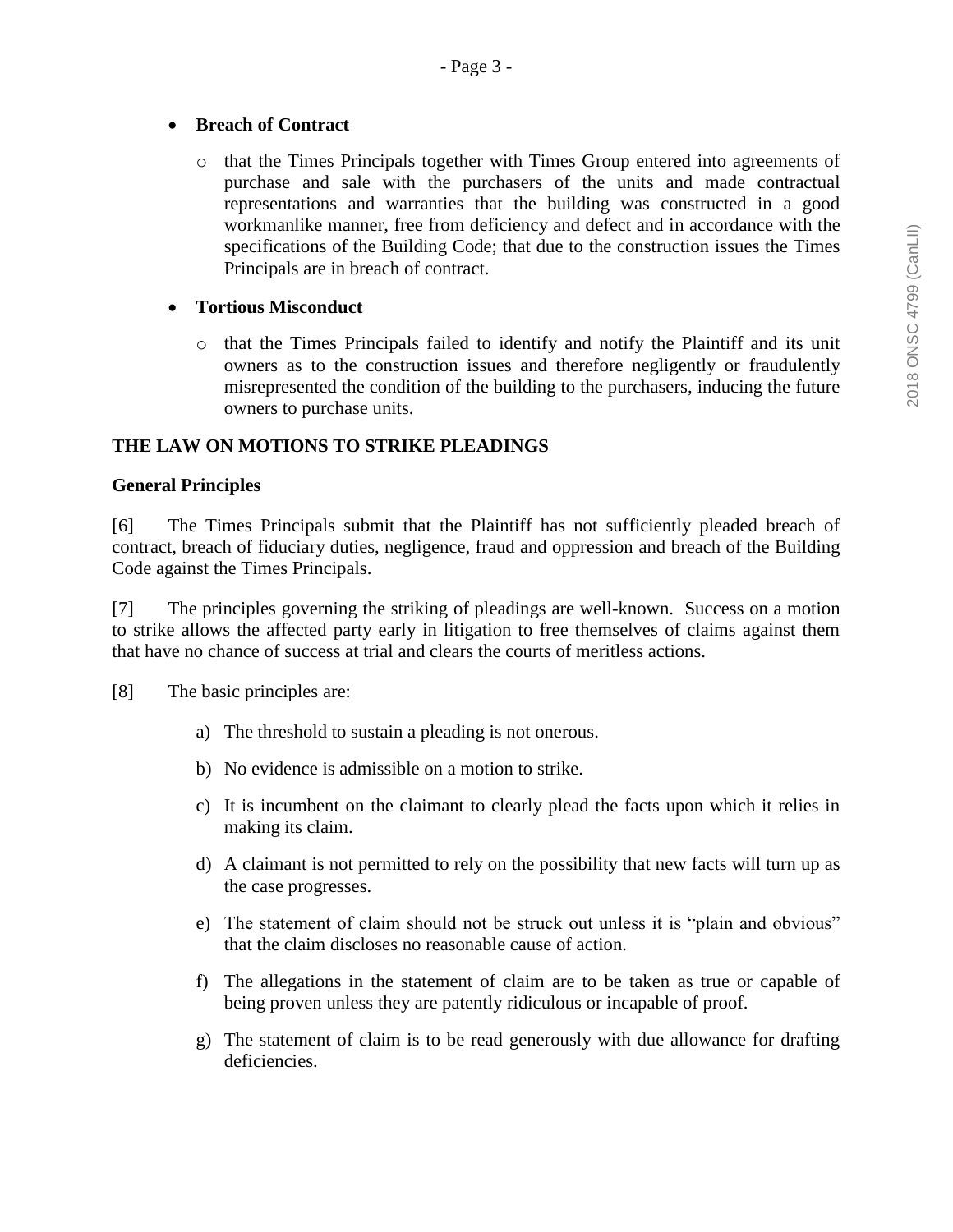- **Breach of Contract**
  - that the Times Principals together with Times Group entered into agreements of purchase and sale with the purchasers of the units and made contractual representations and warranties that the building was constructed in a good workmanlike manner, free from deficiency and defect and in accordance with the specifications of the Building Code; that due to the construction issues the Times Principals are in breach of contract.

- **Tortious Misconduct**
  - that the Times Principals failed to identify and notify the Plaintiff and its unit owners as to the construction issues and therefore negligently or fraudulently misrepresented the condition of the building to the purchasers, inducing the future owners to purchase units.

## THE LAW ON MOTIONS TO STRIKE PLEADINGS

### General Principles

[6] The Times Principals submit that the Plaintiff has not sufficiently pleaded breach of contract, breach of fiduciary duties, negligence, fraud and oppression and breach of the Building Code against the Times Principals.

[7] The principles governing the striking of pleadings are well-known. Success on a motion to strike allows the affected party early in litigation to free themselves of claims against them that have no chance of success at trial and clears the courts of meritless actions.

[8] The basic principles are:

a) The threshold to sustain a pleading is not onerous.

b) No evidence is admissible on a motion to strike.

c) It is incumbent on the claimant to clearly plead the facts upon which it relies in making its claim.

d) A claimant is not permitted to rely on the possibility that new facts will turn up as the case progresses.

e) The statement of claim should not be struck out unless it is "plain and obvious" that the claim discloses no reasonable cause of action.

f) The allegations in the statement of claim are to be taken as true or capable of being proven unless they are patently ridiculous or incapable of proof.

g) The statement of claim is to be read generously with due allowance for drafting deficiencies.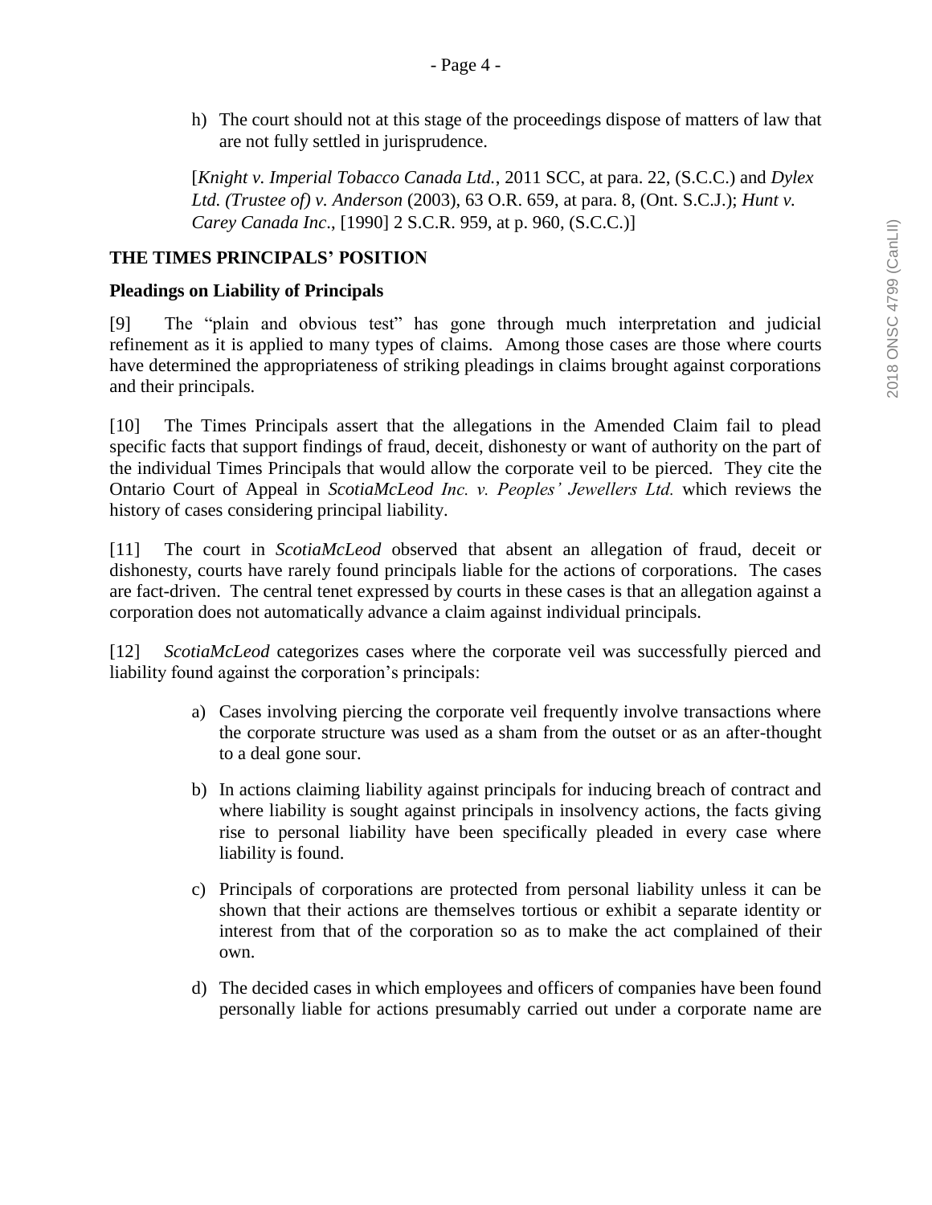h) The court should not at this stage of the proceedings dispose of matters of law that are not fully settled in jurisprudence.

[*Knight v. Imperial Tobacco Canada Ltd.*, 2011 SCC, at para. 22, (S.C.C.) and *Dylex Ltd. (Trustee of) v. Anderson* (2003), 63 O.R. 659, at para. 8, (Ont. S.C.J.); *Hunt v. Carey Canada Inc*., [1990] 2 S.C.R. 959, at p. 960, (S.C.C.)]

## THE TIMES PRINCIPALS' POSITION

### Pleadings on Liability of Principals

[9] The "plain and obvious test" has gone through much interpretation and judicial refinement as it is applied to many types of claims. Among those cases are those where courts have determined the appropriateness of striking pleadings in claims brought against corporations and their principals.

[10] The Times Principals assert that the allegations in the Amended Claim fail to plead specific facts that support findings of fraud, deceit, dishonesty or want of authority on the part of the individual Times Principals that would allow the corporate veil to be pierced. They cite the Ontario Court of Appeal in *ScotiaMcLeod Inc. v. Peoples' Jewellers Ltd.* which reviews the history of cases considering principal liability.

[11] The court in *ScotiaMcLeod* observed that absent an allegation of fraud, deceit or dishonesty, courts have rarely found principals liable for the actions of corporations. The cases are fact-driven. The central tenet expressed by courts in these cases is that an allegation against a corporation does not automatically advance a claim against individual principals.

[12] *ScotiaMcLeod* categorizes cases where the corporate veil was successfully pierced and liability found against the corporation's principals:

a) Cases involving piercing the corporate veil frequently involve transactions where the corporate structure was used as a sham from the outset or as an after-thought to a deal gone sour.

b) In actions claiming liability against principals for inducing breach of contract and where liability is sought against principals in insolvency actions, the facts giving rise to personal liability have been specifically pleaded in every case where liability is found.

c) Principals of corporations are protected from personal liability unless it can be shown that their actions are themselves tortious or exhibit a separate identity or interest from that of the corporation so as to make the act complained of their own.

d) The decided cases in which employees and officers of companies have been found personally liable for actions presumably carried out under a corporate name are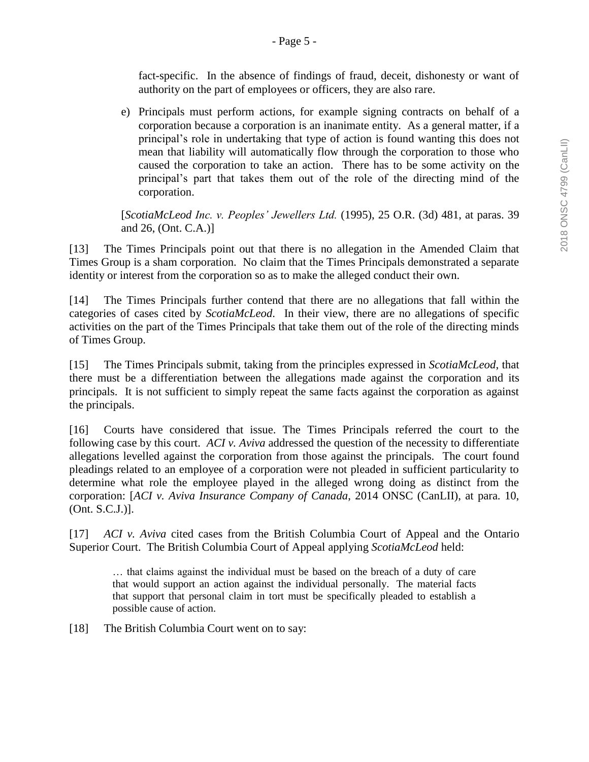fact-specific. In the absence of findings of fraud, deceit, dishonesty or want of authority on the part of employees or officers, they are also rare.

e) Principals must perform actions, for example signing contracts on behalf of a corporation because a corporation is an inanimate entity. As a general matter, if a principal's role in undertaking that type of action is found wanting this does not mean that liability will automatically flow through the corporation to those who caused the corporation to take an action. There has to be some activity on the principal's part that takes them out of the role of the directing mind of the corporation.

> [*ScotiaMcLeod Inc. v. Peoples' Jewellers Ltd.* (1995), 25 O.R. (3d) 481, at paras. 39 and 26, (Ont. C.A.)]

[13] The Times Principals point out that there is no allegation in the Amended Claim that Times Group is a sham corporation. No claim that the Times Principals demonstrated a separate identity or interest from the corporation so as to make the alleged conduct their own.

[14] The Times Principals further contend that there are no allegations that fall within the categories of cases cited by *ScotiaMcLeod*. In their view, there are no allegations of specific activities on the part of the Times Principals that take them out of the role of the directing minds of Times Group.

[15] The Times Principals submit, taking from the principles expressed in *ScotiaMcLeod*, that there must be a differentiation between the allegations made against the corporation and its principals. It is not sufficient to simply repeat the same facts against the corporation as against the principals.

[16] Courts have considered that issue. The Times Principals referred the court to the following case by this court. *ACI v. Aviva* addressed the question of the necessity to differentiate allegations levelled against the corporation from those against the principals. The court found pleadings related to an employee of a corporation were not pleaded in sufficient particularity to determine what role the employee played in the alleged wrong doing as distinct from the corporation: [*ACI v. Aviva Insurance Company of Canada*, 2014 ONSC (CanLII), at para. 10, (Ont. S.C.J.)].

[17] *ACI v. Aviva* cited cases from the British Columbia Court of Appeal and the Ontario Superior Court. The British Columbia Court of Appeal applying *ScotiaMcLeod* held:

> … that claims against the individual must be based on the breach of a duty of care that would support an action against the individual personally. The material facts that support that personal claim in tort must be specifically pleaded to establish a possible cause of action.

[18] The British Columbia Court went on to say: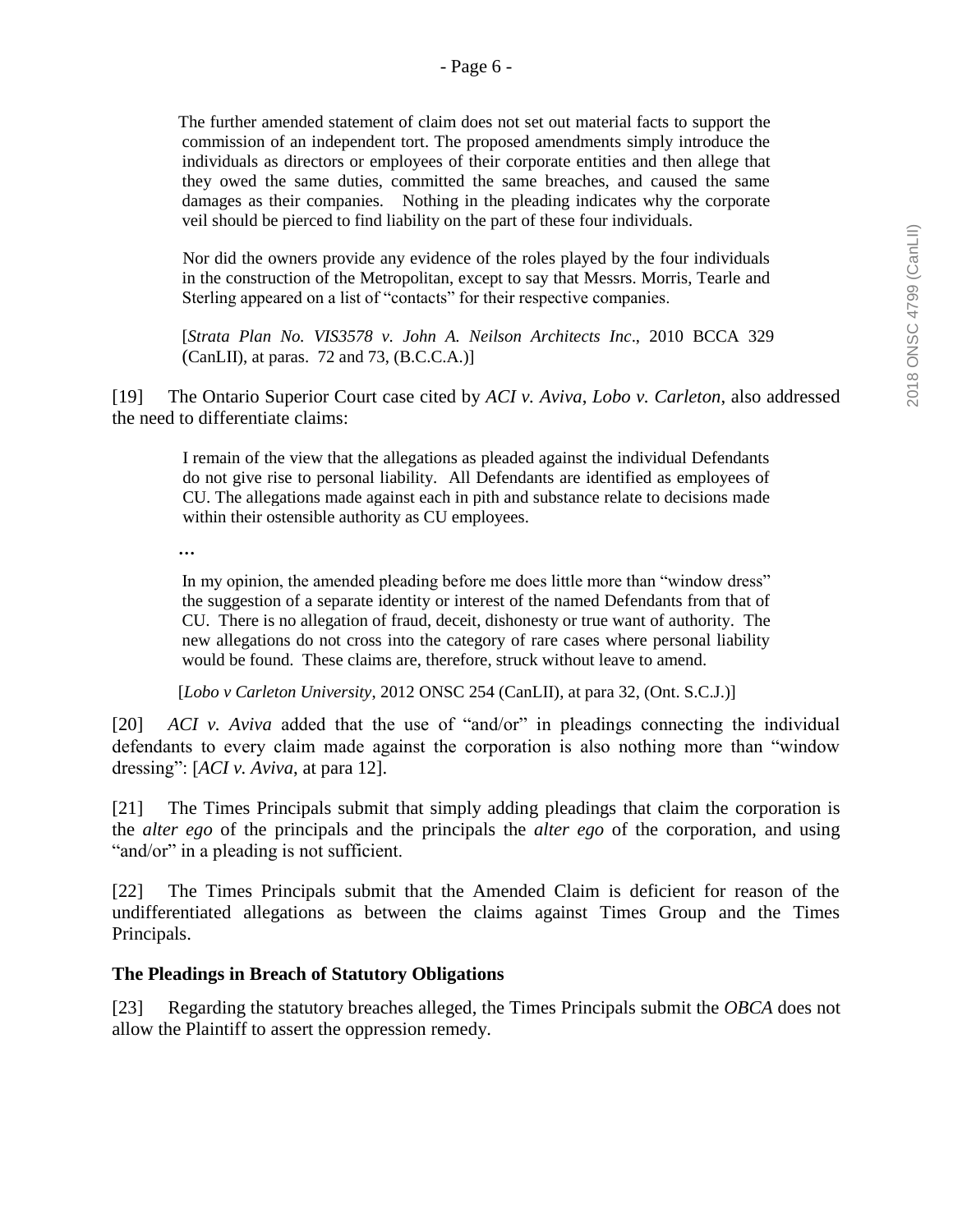> The further amended statement of claim does not set out material facts to support the commission of an independent tort. The proposed amendments simply introduce the individuals as directors or employees of their corporate entities and then allege that they owed the same duties, committed the same breaches, and caused the same damages as their companies. Nothing in the pleading indicates why the corporate veil should be pierced to find liability on the part of these four individuals.
>
> Nor did the owners provide any evidence of the roles played by the four individuals in the construction of the Metropolitan, except to say that Messrs. Morris, Tearle and Sterling appeared on a list of "contacts" for their respective companies.
>
> [*Strata Plan No. VIS3578 v. John A. Neilson Architects Inc*., 2010 BCCA 329 (CanLII), at paras. 72 and 73, (B.C.C.A.)]

[19] The Ontario Superior Court case cited by *ACI v. Aviva*, *Lobo v. Carleton*, also addressed the need to differentiate claims:

> I remain of the view that the allegations as pleaded against the individual Defendants do not give rise to personal liability. All Defendants are identified as employees of CU. The allegations made against each in pith and substance relate to decisions made within their ostensible authority as CU employees.
>
> …
>
> In my opinion, the amended pleading before me does little more than "window dress" the suggestion of a separate identity or interest of the named Defendants from that of CU. There is no allegation of fraud, deceit, dishonesty or true want of authority. The new allegations do not cross into the category of rare cases where personal liability would be found. These claims are, therefore, struck without leave to amend.
>
> [*Lobo v Carleton University*, 2012 ONSC 254 (CanLII), at para 32, (Ont. S.C.J.)]

[20] *ACI v. Aviva* added that the use of "and/or" in pleadings connecting the individual defendants to every claim made against the corporation is also nothing more than "window dressing": [*ACI v. Aviva*, at para 12].

[21] The Times Principals submit that simply adding pleadings that claim the corporation is the *alter ego* of the principals and the principals the *alter ego* of the corporation, and using "and/or" in a pleading is not sufficient.

[22] The Times Principals submit that the Amended Claim is deficient for reason of the undifferentiated allegations as between the claims against Times Group and the Times Principals.

### The Pleadings in Breach of Statutory Obligations

[23] Regarding the statutory breaches alleged, the Times Principals submit the *OBCA* does not allow the Plaintiff to assert the oppression remedy.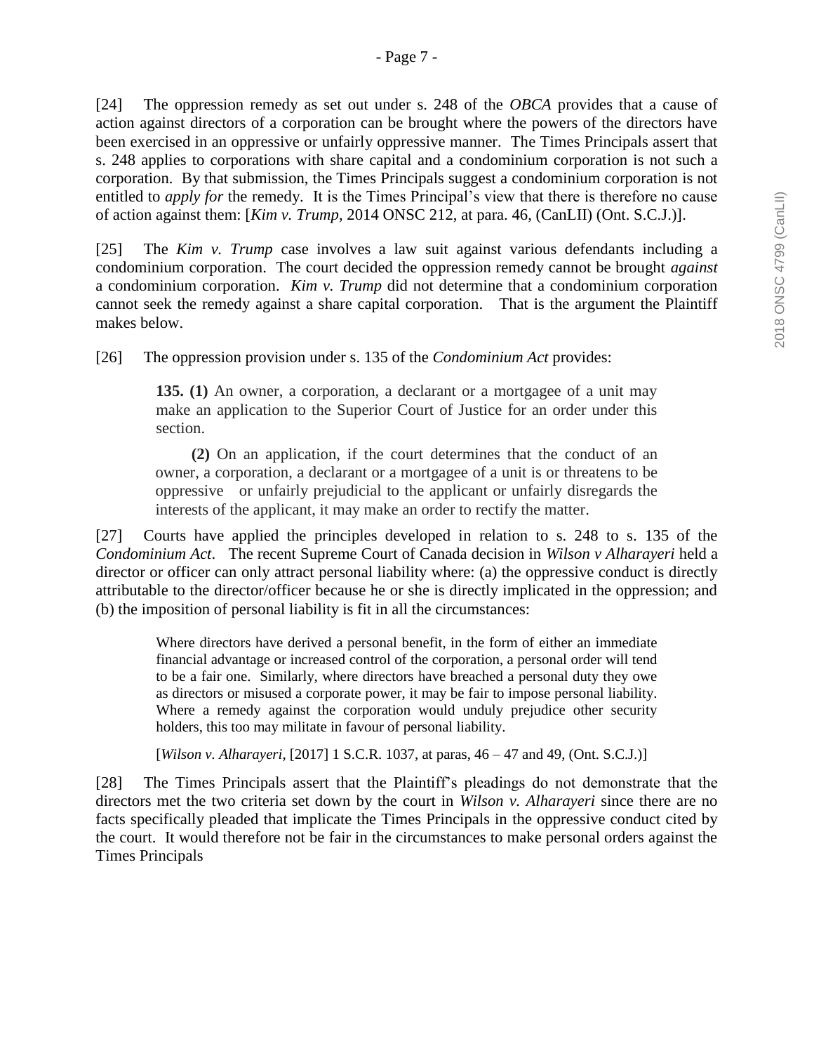[24] The oppression remedy as set out under s. 248 of the *OBCA* provides that a cause of action against directors of a corporation can be brought where the powers of the directors have been exercised in an oppressive or unfairly oppressive manner. The Times Principals assert that s. 248 applies to corporations with share capital and a condominium corporation is not such a corporation. By that submission, the Times Principals suggest a condominium corporation is not entitled to *apply for* the remedy. It is the Times Principal's view that there is therefore no cause of action against them: [*Kim v. Trump*, 2014 ONSC 212, at para. 46, (CanLII) (Ont. S.C.J.)].

[25] The *Kim v. Trump* case involves a law suit against various defendants including a condominium corporation. The court decided the oppression remedy cannot be brought *against* a condominium corporation. *Kim v. Trump* did not determine that a condominium corporation cannot seek the remedy against a share capital corporation. That is the argument the Plaintiff makes below.

[26] The oppression provision under s. 135 of the *Condominium Act* provides:

> **135. (1)** An owner, a corporation, a declarant or a mortgagee of a unit may make an application to the Superior Court of Justice for an order under this section.
>
> **(2)** On an application, if the court determines that the conduct of an owner, a corporation, a declarant or a mortgagee of a unit is or threatens to be oppressive or unfairly prejudicial to the applicant or unfairly disregards the interests of the applicant, it may make an order to rectify the matter.

[27] Courts have applied the principles developed in relation to s. 248 to s. 135 of the *Condominium Act*. The recent Supreme Court of Canada decision in *Wilson v Alharayeri* held a director or officer can only attract personal liability where: (a) the oppressive conduct is directly attributable to the director/officer because he or she is directly implicated in the oppression; and (b) the imposition of personal liability is fit in all the circumstances:

> Where directors have derived a personal benefit, in the form of either an immediate financial advantage or increased control of the corporation, a personal order will tend to be a fair one. Similarly, where directors have breached a personal duty they owe as directors or misused a corporate power, it may be fair to impose personal liability. Where a remedy against the corporation would unduly prejudice other security holders, this too may militate in favour of personal liability.
>
> [*Wilson v. Alharayeri*, [2017] 1 S.C.R. 1037, at paras, 46 – 47 and 49, (Ont. S.C.J.)]

[28] The Times Principals assert that the Plaintiff's pleadings do not demonstrate that the directors met the two criteria set down by the court in *Wilson v. Alharayeri* since there are no facts specifically pleaded that implicate the Times Principals in the oppressive conduct cited by the court. It would therefore not be fair in the circumstances to make personal orders against the Times Principals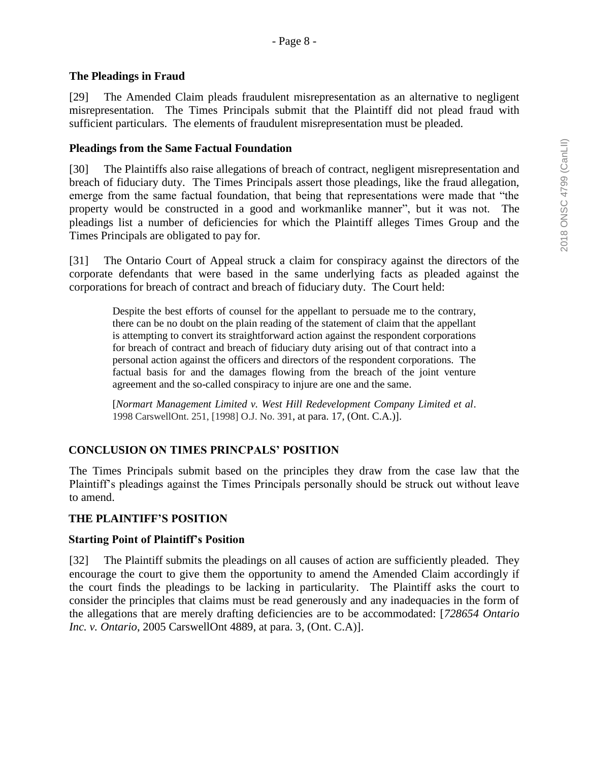### The Pleadings in Fraud

[29] The Amended Claim pleads fraudulent misrepresentation as an alternative to negligent misrepresentation. The Times Principals submit that the Plaintiff did not plead fraud with sufficient particulars. The elements of fraudulent misrepresentation must be pleaded.

### Pleadings from the Same Factual Foundation

[30] The Plaintiffs also raise allegations of breach of contract, negligent misrepresentation and breach of fiduciary duty. The Times Principals assert those pleadings, like the fraud allegation, emerge from the same factual foundation, that being that representations were made that "the property would be constructed in a good and workmanlike manner", but it was not. The pleadings list a number of deficiencies for which the Plaintiff alleges Times Group and the Times Principals are obligated to pay for.

[31] The Ontario Court of Appeal struck a claim for conspiracy against the directors of the corporate defendants that were based in the same underlying facts as pleaded against the corporations for breach of contract and breach of fiduciary duty. The Court held:

> Despite the best efforts of counsel for the appellant to persuade me to the contrary, there can be no doubt on the plain reading of the statement of claim that the appellant is attempting to convert its straightforward action against the respondent corporations for breach of contract and breach of fiduciary duty arising out of that contract into a personal action against the officers and directors of the respondent corporations. The factual basis for and the damages flowing from the breach of the joint venture agreement and the so-called conspiracy to injure are one and the same.
>
> [*Normart Management Limited v. West Hill Redevelopment Company Limited et al*. 1998 CarswellOnt. 251, [1998] O.J. No. 391, at para. 17, (Ont. C.A.)].

## CONCLUSION ON TIMES PRINCPALS' POSITION

The Times Principals submit based on the principles they draw from the case law that the Plaintiff's pleadings against the Times Principals personally should be struck out without leave to amend.

## THE PLAINTIFF'S POSITION

### Starting Point of Plaintiff's Position

[32] The Plaintiff submits the pleadings on all causes of action are sufficiently pleaded. They encourage the court to give them the opportunity to amend the Amended Claim accordingly if the court finds the pleadings to be lacking in particularity. The Plaintiff asks the court to consider the principles that claims must be read generously and any inadequacies in the form of the allegations that are merely drafting deficiencies are to be accommodated: [*728654 Ontario Inc. v. Ontario*, 2005 CarswellOnt 4889, at para. 3, (Ont. C.A)].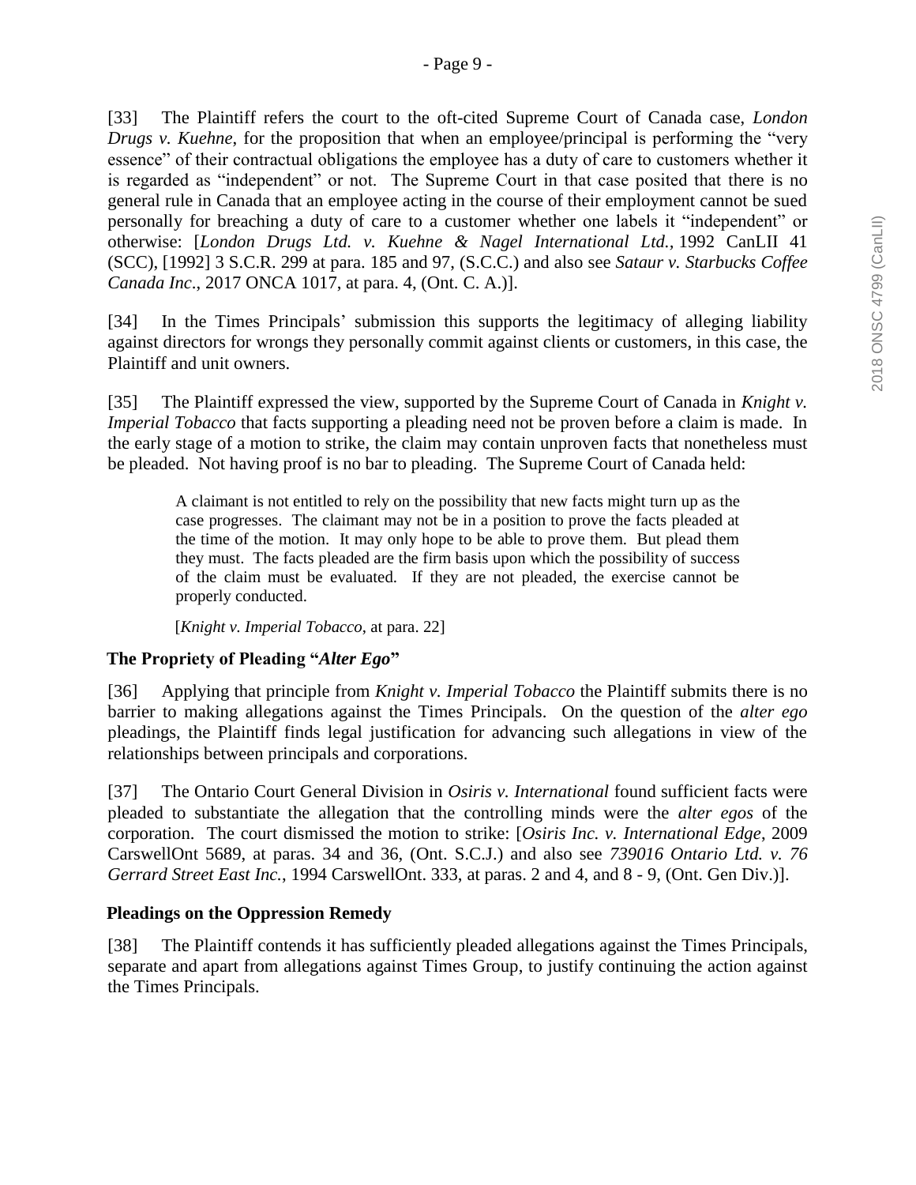[33] The Plaintiff refers the court to the oft-cited Supreme Court of Canada case, *London Drugs v. Kuehne*, for the proposition that when an employee/principal is performing the "very essence" of their contractual obligations the employee has a duty of care to customers whether it is regarded as "independent" or not. The Supreme Court in that case posited that there is no general rule in Canada that an employee acting in the course of their employment cannot be sued personally for breaching a duty of care to a customer whether one labels it "independent" or otherwise: [*London Drugs Ltd. v. Kuehne & Nagel International Ltd.*, 1992 CanLII 41 (SCC), [1992] 3 S.C.R. 299 at para. 185 and 97, (S.C.C.) and also see *Sataur v. Starbucks Coffee Canada Inc*., 2017 ONCA 1017, at para. 4, (Ont. C. A.)].

[34] In the Times Principals' submission this supports the legitimacy of alleging liability against directors for wrongs they personally commit against clients or customers, in this case, the Plaintiff and unit owners.

[35] The Plaintiff expressed the view, supported by the Supreme Court of Canada in *Knight v. Imperial Tobacco* that facts supporting a pleading need not be proven before a claim is made. In the early stage of a motion to strike, the claim may contain unproven facts that nonetheless must be pleaded. Not having proof is no bar to pleading. The Supreme Court of Canada held:

> A claimant is not entitled to rely on the possibility that new facts might turn up as the case progresses. The claimant may not be in a position to prove the facts pleaded at the time of the motion. It may only hope to be able to prove them. But plead them they must. The facts pleaded are the firm basis upon which the possibility of success of the claim must be evaluated. If they are not pleaded, the exercise cannot be properly conducted.
>
> [*Knight v. Imperial Tobacco*, at para. 22]

### The Propriety of Pleading "*Alter Ego*"

[36] Applying that principle from *Knight v. Imperial Tobacco* the Plaintiff submits there is no barrier to making allegations against the Times Principals. On the question of the *alter ego* pleadings, the Plaintiff finds legal justification for advancing such allegations in view of the relationships between principals and corporations.

[37] The Ontario Court General Division in *Osiris v. International* found sufficient facts were pleaded to substantiate the allegation that the controlling minds were the *alter egos* of the corporation. The court dismissed the motion to strike: [*Osiris Inc. v. International Edge*, 2009 CarswellOnt 5689, at paras. 34 and 36, (Ont. S.C.J.) and also see *739016 Ontario Ltd. v. 76 Gerrard Street East Inc.*, 1994 CarswellOnt. 333, at paras. 2 and 4, and 8 - 9, (Ont. Gen Div.)].

### Pleadings on the Oppression Remedy

[38] The Plaintiff contends it has sufficiently pleaded allegations against the Times Principals, separate and apart from allegations against Times Group, to justify continuing the action against the Times Principals.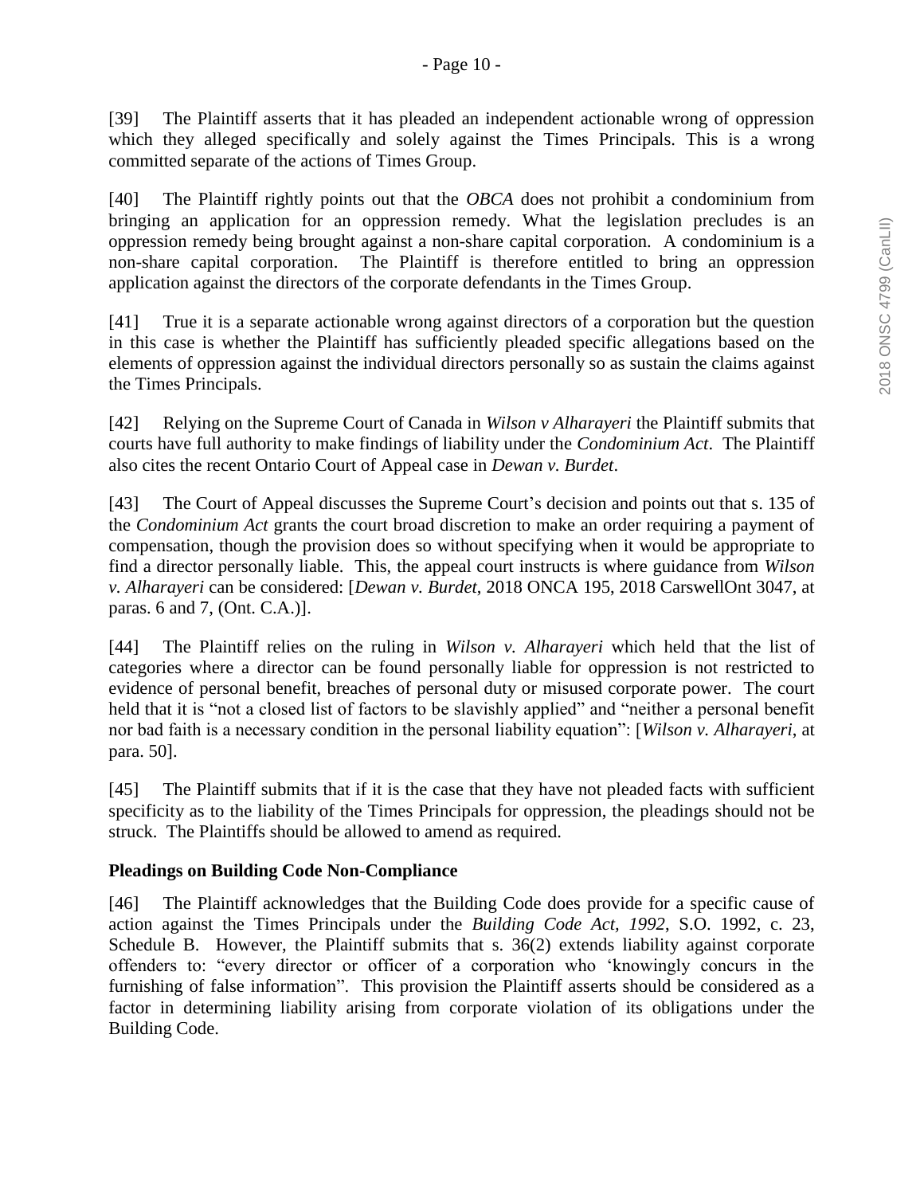[39] The Plaintiff asserts that it has pleaded an independent actionable wrong of oppression which they alleged specifically and solely against the Times Principals. This is a wrong committed separate of the actions of Times Group.

[40] The Plaintiff rightly points out that the *OBCA* does not prohibit a condominium from bringing an application for an oppression remedy. What the legislation precludes is an oppression remedy being brought against a non-share capital corporation. A condominium is a non-share capital corporation. The Plaintiff is therefore entitled to bring an oppression application against the directors of the corporate defendants in the Times Group.

[41] True it is a separate actionable wrong against directors of a corporation but the question in this case is whether the Plaintiff has sufficiently pleaded specific allegations based on the elements of oppression against the individual directors personally so as sustain the claims against the Times Principals.

[42] Relying on the Supreme Court of Canada in *Wilson v Alharayeri* the Plaintiff submits that courts have full authority to make findings of liability under the *Condominium Act*. The Plaintiff also cites the recent Ontario Court of Appeal case in *Dewan v. Burdet*.

[43] The Court of Appeal discusses the Supreme Court's decision and points out that s. 135 of the *Condominium Act* grants the court broad discretion to make an order requiring a payment of compensation, though the provision does so without specifying when it would be appropriate to find a director personally liable. This, the appeal court instructs is where guidance from *Wilson v. Alharayeri* can be considered: [*Dewan v. Burdet*, 2018 ONCA 195, 2018 CarswellOnt 3047, at paras. 6 and 7, (Ont. C.A.)].

[44] The Plaintiff relies on the ruling in *Wilson v. Alharayeri* which held that the list of categories where a director can be found personally liable for oppression is not restricted to evidence of personal benefit, breaches of personal duty or misused corporate power. The court held that it is "not a closed list of factors to be slavishly applied" and "neither a personal benefit nor bad faith is a necessary condition in the personal liability equation": [*Wilson v. Alharayeri*, at para. 50].

[45] The Plaintiff submits that if it is the case that they have not pleaded facts with sufficient specificity as to the liability of the Times Principals for oppression, the pleadings should not be struck. The Plaintiffs should be allowed to amend as required.

**Pleadings on Building Code Non-Compliance**

[46] The Plaintiff acknowledges that the Building Code does provide for a specific cause of action against the Times Principals under the *Building Code Act, 1992*, S.O. 1992, c. 23, Schedule B. However, the Plaintiff submits that s. 36(2) extends liability against corporate offenders to: "every director or officer of a corporation who 'knowingly concurs in the furnishing of false information". This provision the Plaintiff asserts should be considered as a factor in determining liability arising from corporate violation of its obligations under the Building Code.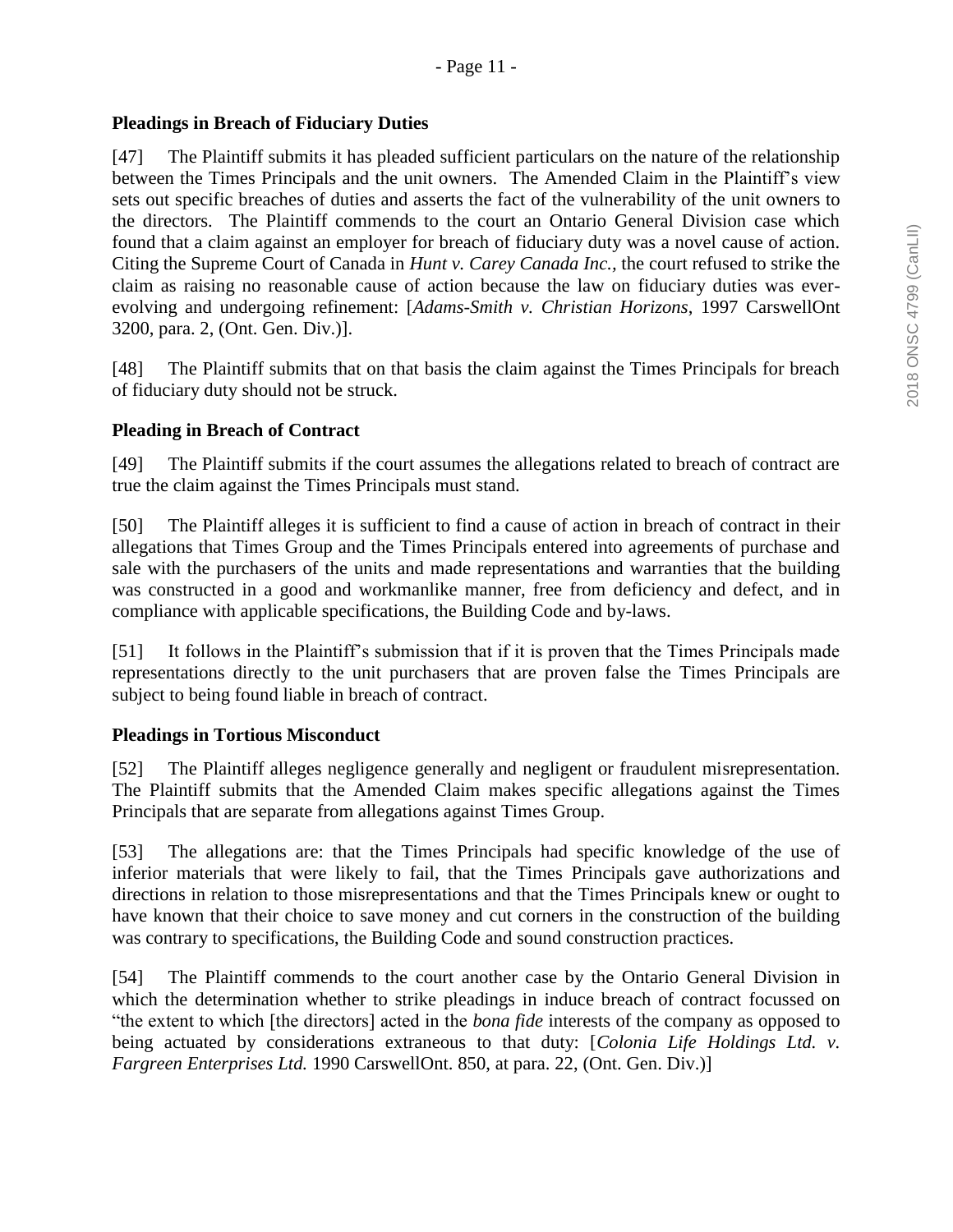**Pleadings in Breach of Fiduciary Duties**

[47] The Plaintiff submits it has pleaded sufficient particulars on the nature of the relationship between the Times Principals and the unit owners. The Amended Claim in the Plaintiff's view sets out specific breaches of duties and asserts the fact of the vulnerability of the unit owners to the directors. The Plaintiff commends to the court an Ontario General Division case which found that a claim against an employer for breach of fiduciary duty was a novel cause of action. Citing the Supreme Court of Canada in *Hunt v. Carey Canada Inc.,* the court refused to strike the claim as raising no reasonable cause of action because the law on fiduciary duties was ever-evolving and undergoing refinement: [*Adams-Smith v. Christian Horizons*, 1997 CarswellOnt 3200, para. 2, (Ont. Gen. Div.)].

[48] The Plaintiff submits that on that basis the claim against the Times Principals for breach of fiduciary duty should not be struck.

**Pleading in Breach of Contract**

[49] The Plaintiff submits if the court assumes the allegations related to breach of contract are true the claim against the Times Principals must stand.

[50] The Plaintiff alleges it is sufficient to find a cause of action in breach of contract in their allegations that Times Group and the Times Principals entered into agreements of purchase and sale with the purchasers of the units and made representations and warranties that the building was constructed in a good and workmanlike manner, free from deficiency and defect, and in compliance with applicable specifications, the Building Code and by-laws.

[51] It follows in the Plaintiff's submission that if it is proven that the Times Principals made representations directly to the unit purchasers that are proven false the Times Principals are subject to being found liable in breach of contract.

**Pleadings in Tortious Misconduct**

[52] The Plaintiff alleges negligence generally and negligent or fraudulent misrepresentation. The Plaintiff submits that the Amended Claim makes specific allegations against the Times Principals that are separate from allegations against Times Group.

[53] The allegations are: that the Times Principals had specific knowledge of the use of inferior materials that were likely to fail, that the Times Principals gave authorizations and directions in relation to those misrepresentations and that the Times Principals knew or ought to have known that their choice to save money and cut corners in the construction of the building was contrary to specifications, the Building Code and sound construction practices.

[54] The Plaintiff commends to the court another case by the Ontario General Division in which the determination whether to strike pleadings in induce breach of contract focussed on "the extent to which [the directors] acted in the *bona fide* interests of the company as opposed to being actuated by considerations extraneous to that duty: [*Colonia Life Holdings Ltd. v. Fargreen Enterprises Ltd.* 1990 CarswellOnt. 850, at para. 22, (Ont. Gen. Div.)]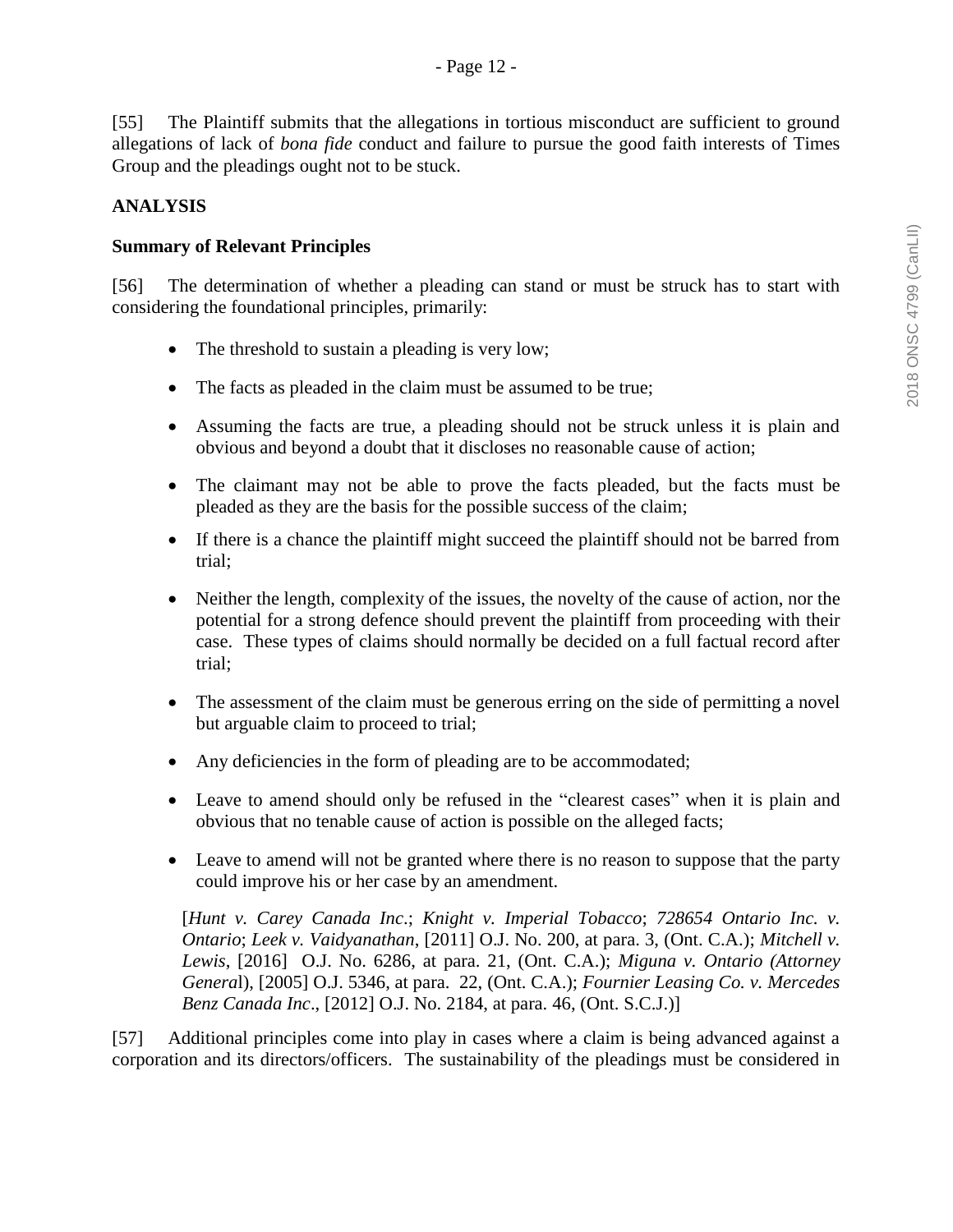[55] The Plaintiff submits that the allegations in tortious misconduct are sufficient to ground allegations of lack of *bona fide* conduct and failure to pursue the good faith interests of Times Group and the pleadings ought not to be stuck.

**ANALYSIS**

**Summary of Relevant Principles**

[56] The determination of whether a pleading can stand or must be struck has to start with considering the foundational principles, primarily:

- The threshold to sustain a pleading is very low;
- The facts as pleaded in the claim must be assumed to be true;
- Assuming the facts are true, a pleading should not be struck unless it is plain and obvious and beyond a doubt that it discloses no reasonable cause of action;
- The claimant may not be able to prove the facts pleaded, but the facts must be pleaded as they are the basis for the possible success of the claim;
- If there is a chance the plaintiff might succeed the plaintiff should not be barred from trial;
- Neither the length, complexity of the issues, the novelty of the cause of action, nor the potential for a strong defence should prevent the plaintiff from proceeding with their case. These types of claims should normally be decided on a full factual record after trial;
- The assessment of the claim must be generous erring on the side of permitting a novel but arguable claim to proceed to trial;
- Any deficiencies in the form of pleading are to be accommodated;
- Leave to amend should only be refused in the "clearest cases" when it is plain and obvious that no tenable cause of action is possible on the alleged facts;
- Leave to amend will not be granted where there is no reason to suppose that the party could improve his or her case by an amendment.

> [*Hunt v. Carey Canada Inc*.; *Knight v. Imperial Tobacco*; *728654 Ontario Inc. v. Ontario*; *Leek v. Vaidyanathan*, [2011] O.J. No. 200, at para. 3, (Ont. C.A.); *Mitchell v. Lewis*, [2016] O.J. No. 6286, at para. 21, (Ont. C.A.); *Miguna v. Ontario (Attorney General*), [2005] O.J. 5346, at para. 22, (Ont. C.A.); *Fournier Leasing Co. v. Mercedes Benz Canada Inc*., [2012] O.J. No. 2184, at para. 46, (Ont. S.C.J.)]

[57] Additional principles come into play in cases where a claim is being advanced against a corporation and its directors/officers. The sustainability of the pleadings must be considered in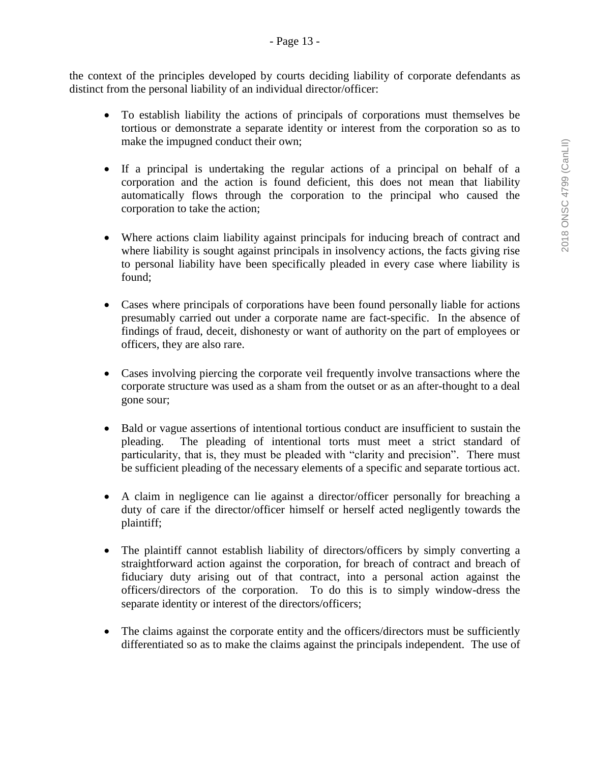the context of the principles developed by courts deciding liability of corporate defendants as distinct from the personal liability of an individual director/officer:

- To establish liability the actions of principals of corporations must themselves be tortious or demonstrate a separate identity or interest from the corporation so as to make the impugned conduct their own;

- If a principal is undertaking the regular actions of a principal on behalf of a corporation and the action is found deficient, this does not mean that liability automatically flows through the corporation to the principal who caused the corporation to take the action;

- Where actions claim liability against principals for inducing breach of contract and where liability is sought against principals in insolvency actions, the facts giving rise to personal liability have been specifically pleaded in every case where liability is found;

- Cases where principals of corporations have been found personally liable for actions presumably carried out under a corporate name are fact-specific. In the absence of findings of fraud, deceit, dishonesty or want of authority on the part of employees or officers, they are also rare.

- Cases involving piercing the corporate veil frequently involve transactions where the corporate structure was used as a sham from the outset or as an after-thought to a deal gone sour;

- Bald or vague assertions of intentional tortious conduct are insufficient to sustain the pleading. The pleading of intentional torts must meet a strict standard of particularity, that is, they must be pleaded with "clarity and precision". There must be sufficient pleading of the necessary elements of a specific and separate tortious act.

- A claim in negligence can lie against a director/officer personally for breaching a duty of care if the director/officer himself or herself acted negligently towards the plaintiff;

- The plaintiff cannot establish liability of directors/officers by simply converting a straightforward action against the corporation, for breach of contract and breach of fiduciary duty arising out of that contract, into a personal action against the officers/directors of the corporation. To do this is to simply window-dress the separate identity or interest of the directors/officers;

- The claims against the corporate entity and the officers/directors must be sufficiently differentiated so as to make the claims against the principals independent. The use of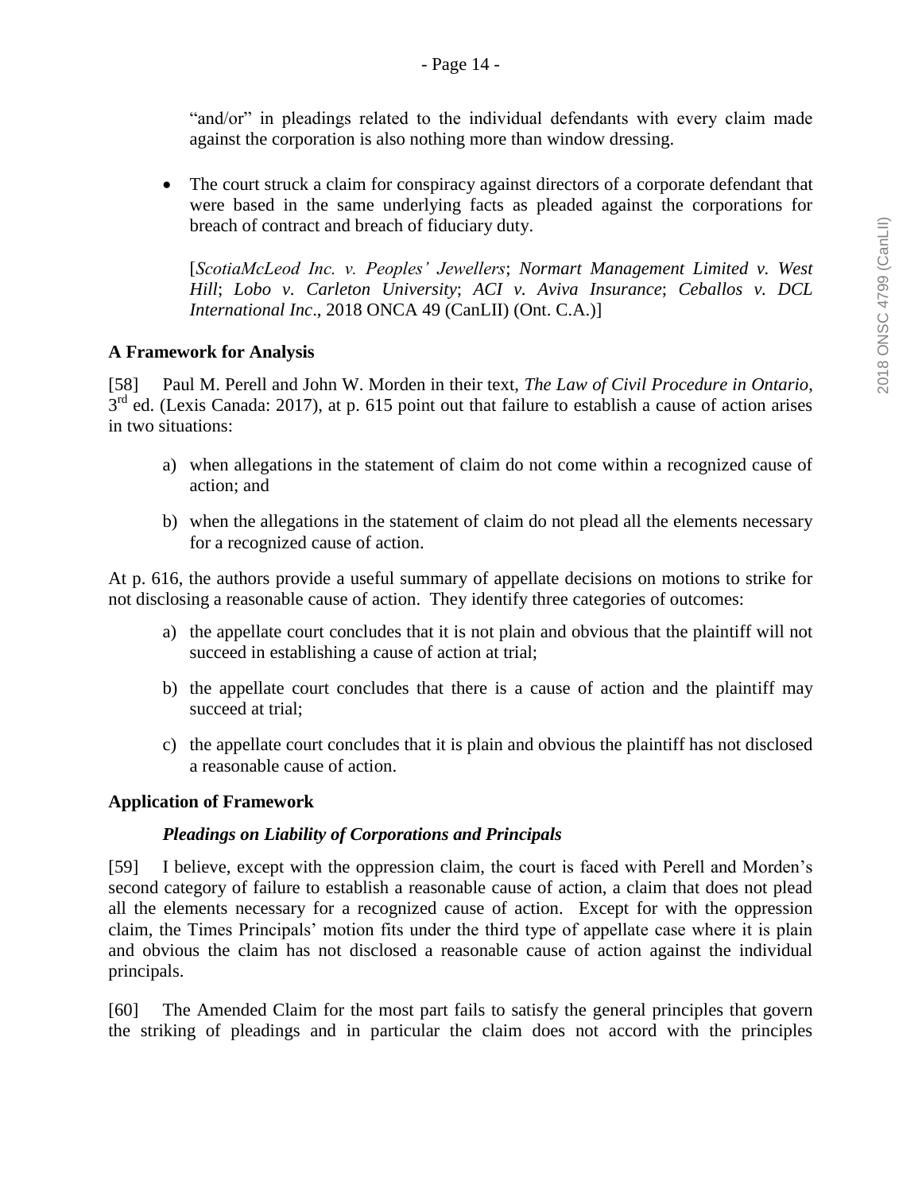"and/or" in pleadings related to the individual defendants with every claim made against the corporation is also nothing more than window dressing.

- The court struck a claim for conspiracy against directors of a corporate defendant that were based in the same underlying facts as pleaded against the corporations for breach of contract and breach of fiduciary duty.

  [*ScotiaMcLeod Inc. v. Peoples' Jewellers*; *Normart Management Limited v. West Hill*; *Lobo v. Carleton University*; *ACI v. Aviva Insurance*; *Ceballos v. DCL International Inc*., 2018 ONCA 49 (CanLII) (Ont. C.A.)]

**A Framework for Analysis**

[58] Paul M. Perell and John W. Morden in their text, *The Law of Civil Procedure in Ontario*, 3rd ed. (Lexis Canada: 2017), at p. 615 point out that failure to establish a cause of action arises in two situations:

a) when allegations in the statement of claim do not come within a recognized cause of action; and

b) when the allegations in the statement of claim do not plead all the elements necessary for a recognized cause of action.

At p. 616, the authors provide a useful summary of appellate decisions on motions to strike for not disclosing a reasonable cause of action. They identify three categories of outcomes:

a) the appellate court concludes that it is not plain and obvious that the plaintiff will not succeed in establishing a cause of action at trial;

b) the appellate court concludes that there is a cause of action and the plaintiff may succeed at trial;

c) the appellate court concludes that it is plain and obvious the plaintiff has not disclosed a reasonable cause of action.

**Application of Framework**

***Pleadings on Liability of Corporations and Principals***

[59] I believe, except with the oppression claim, the court is faced with Perell and Morden's second category of failure to establish a reasonable cause of action, a claim that does not plead all the elements necessary for a recognized cause of action. Except for with the oppression claim, the Times Principals' motion fits under the third type of appellate case where it is plain and obvious the claim has not disclosed a reasonable cause of action against the individual principals.

[60] The Amended Claim for the most part fails to satisfy the general principles that govern the striking of pleadings and in particular the claim does not accord with the principles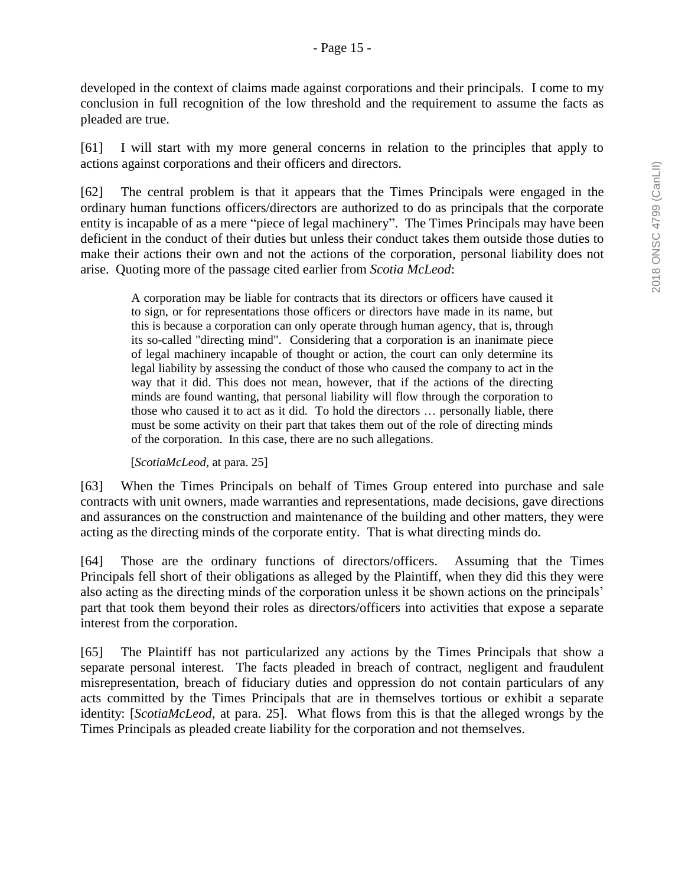developed in the context of claims made against corporations and their principals. I come to my conclusion in full recognition of the low threshold and the requirement to assume the facts as pleaded are true.

[61] I will start with my more general concerns in relation to the principles that apply to actions against corporations and their officers and directors.

[62] The central problem is that it appears that the Times Principals were engaged in the ordinary human functions officers/directors are authorized to do as principals that the corporate entity is incapable of as a mere "piece of legal machinery". The Times Principals may have been deficient in the conduct of their duties but unless their conduct takes them outside those duties to make their actions their own and not the actions of the corporation, personal liability does not arise. Quoting more of the passage cited earlier from *Scotia McLeod*:

> A corporation may be liable for contracts that its directors or officers have caused it to sign, or for representations those officers or directors have made in its name, but this is because a corporation can only operate through human agency, that is, through its so-called "directing mind". Considering that a corporation is an inanimate piece of legal machinery incapable of thought or action, the court can only determine its legal liability by assessing the conduct of those who caused the company to act in the way that it did. This does not mean, however, that if the actions of the directing minds are found wanting, that personal liability will flow through the corporation to those who caused it to act as it did. To hold the directors … personally liable, there must be some activity on their part that takes them out of the role of directing minds of the corporation. In this case, there are no such allegations.
>
> [*ScotiaMcLeod*, at para. 25]

[63] When the Times Principals on behalf of Times Group entered into purchase and sale contracts with unit owners, made warranties and representations, made decisions, gave directions and assurances on the construction and maintenance of the building and other matters, they were acting as the directing minds of the corporate entity. That is what directing minds do.

[64] Those are the ordinary functions of directors/officers. Assuming that the Times Principals fell short of their obligations as alleged by the Plaintiff, when they did this they were also acting as the directing minds of the corporation unless it be shown actions on the principals' part that took them beyond their roles as directors/officers into activities that expose a separate interest from the corporation.

[65] The Plaintiff has not particularized any actions by the Times Principals that show a separate personal interest. The facts pleaded in breach of contract, negligent and fraudulent misrepresentation, breach of fiduciary duties and oppression do not contain particulars of any acts committed by the Times Principals that are in themselves tortious or exhibit a separate identity: [*ScotiaMcLeod*, at para. 25]. What flows from this is that the alleged wrongs by the Times Principals as pleaded create liability for the corporation and not themselves.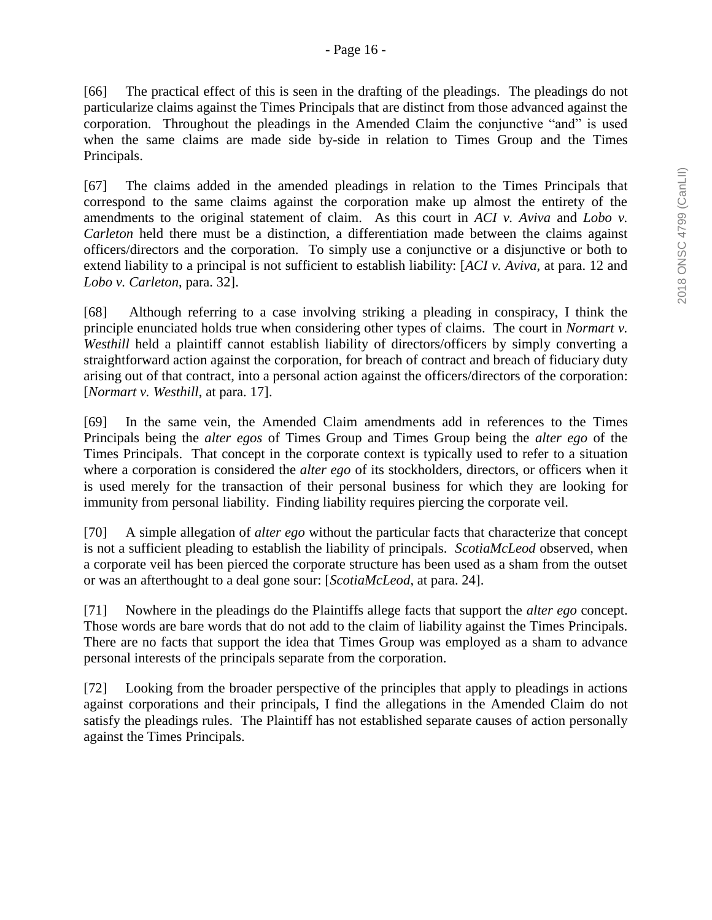[66] The practical effect of this is seen in the drafting of the pleadings. The pleadings do not particularize claims against the Times Principals that are distinct from those advanced against the corporation. Throughout the pleadings in the Amended Claim the conjunctive "and" is used when the same claims are made side by-side in relation to Times Group and the Times Principals.

[67] The claims added in the amended pleadings in relation to the Times Principals that correspond to the same claims against the corporation make up almost the entirety of the amendments to the original statement of claim. As this court in *ACI v. Aviva* and *Lobo v. Carleton* held there must be a distinction, a differentiation made between the claims against officers/directors and the corporation. To simply use a conjunctive or a disjunctive or both to extend liability to a principal is not sufficient to establish liability: [*ACI v. Aviva*, at para. 12 and *Lobo v. Carleton*, para. 32].

[68] Although referring to a case involving striking a pleading in conspiracy, I think the principle enunciated holds true when considering other types of claims. The court in *Normart v. Westhill* held a plaintiff cannot establish liability of directors/officers by simply converting a straightforward action against the corporation, for breach of contract and breach of fiduciary duty arising out of that contract, into a personal action against the officers/directors of the corporation: [*Normart v. Westhill*, at para. 17].

[69] In the same vein, the Amended Claim amendments add in references to the Times Principals being the *alter egos* of Times Group and Times Group being the *alter ego* of the Times Principals. That concept in the corporate context is typically used to refer to a situation where a corporation is considered the *alter ego* of its stockholders, directors, or officers when it is used merely for the transaction of their personal business for which they are looking for immunity from personal liability. Finding liability requires piercing the corporate veil.

[70] A simple allegation of *alter ego* without the particular facts that characterize that concept is not a sufficient pleading to establish the liability of principals. *ScotiaMcLeod* observed, when a corporate veil has been pierced the corporate structure has been used as a sham from the outset or was an afterthought to a deal gone sour: [*ScotiaMcLeod*, at para. 24].

[71] Nowhere in the pleadings do the Plaintiffs allege facts that support the *alter ego* concept. Those words are bare words that do not add to the claim of liability against the Times Principals. There are no facts that support the idea that Times Group was employed as a sham to advance personal interests of the principals separate from the corporation.

[72] Looking from the broader perspective of the principles that apply to pleadings in actions against corporations and their principals, I find the allegations in the Amended Claim do not satisfy the pleadings rules. The Plaintiff has not established separate causes of action personally against the Times Principals.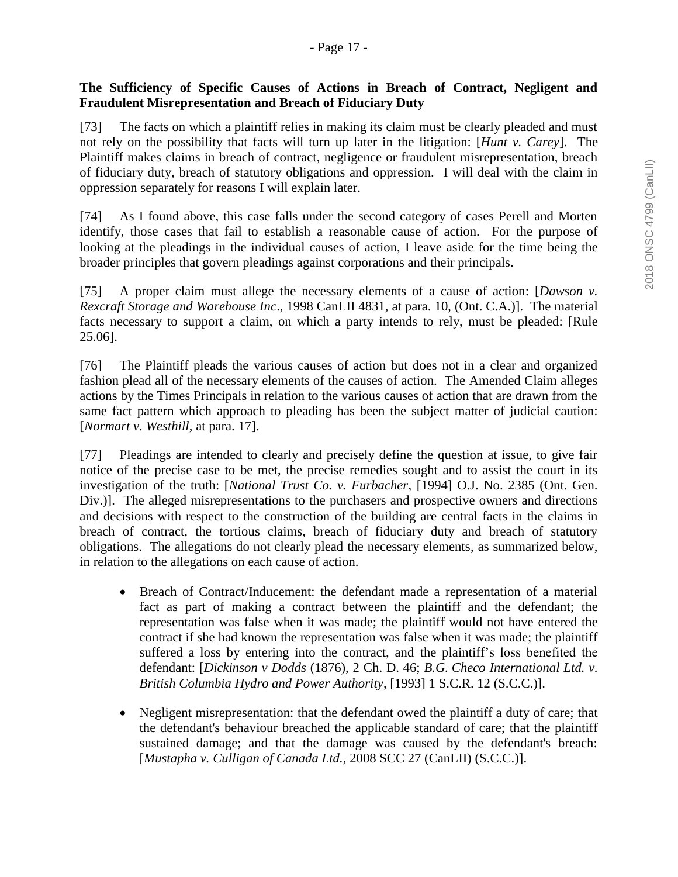**The Sufficiency of Specific Causes of Actions in Breach of Contract, Negligent and Fraudulent Misrepresentation and Breach of Fiduciary Duty**

[73] The facts on which a plaintiff relies in making its claim must be clearly pleaded and must not rely on the possibility that facts will turn up later in the litigation: [*Hunt v. Carey*]. The Plaintiff makes claims in breach of contract, negligence or fraudulent misrepresentation, breach of fiduciary duty, breach of statutory obligations and oppression. I will deal with the claim in oppression separately for reasons I will explain later.

[74] As I found above, this case falls under the second category of cases Perell and Morten identify, those cases that fail to establish a reasonable cause of action. For the purpose of looking at the pleadings in the individual causes of action, I leave aside for the time being the broader principles that govern pleadings against corporations and their principals.

[75] A proper claim must allege the necessary elements of a cause of action: [*Dawson v. Rexcraft Storage and Warehouse Inc*., 1998 CanLII 4831, at para. 10, (Ont. C.A.)]. The material facts necessary to support a claim, on which a party intends to rely, must be pleaded: [Rule 25.06].

[76] The Plaintiff pleads the various causes of action but does not in a clear and organized fashion plead all of the necessary elements of the causes of action. The Amended Claim alleges actions by the Times Principals in relation to the various causes of action that are drawn from the same fact pattern which approach to pleading has been the subject matter of judicial caution: [*Normart v. Westhill*, at para. 17].

[77] Pleadings are intended to clearly and precisely define the question at issue, to give fair notice of the precise case to be met, the precise remedies sought and to assist the court in its investigation of the truth: [*National Trust Co. v. Furbacher*, [1994] O.J. No. 2385 (Ont. Gen. Div.)]. The alleged misrepresentations to the purchasers and prospective owners and directions and decisions with respect to the construction of the building are central facts in the claims in breach of contract, the tortious claims, breach of fiduciary duty and breach of statutory obligations. The allegations do not clearly plead the necessary elements, as summarized below, in relation to the allegations on each cause of action.

- Breach of Contract/Inducement: the defendant made a representation of a material fact as part of making a contract between the plaintiff and the defendant; the representation was false when it was made; the plaintiff would not have entered the contract if she had known the representation was false when it was made; the plaintiff suffered a loss by entering into the contract, and the plaintiff's loss benefited the defendant: [*Dickinson v Dodds* (1876), 2 Ch. D. 46; *B.G. Checo International Ltd. v. British Columbia Hydro and Power Authority*, [1993] 1 S.C.R. 12 (S.C.C.)].

- Negligent misrepresentation: that the defendant owed the plaintiff a duty of care; that the defendant's behaviour breached the applicable standard of care; that the plaintiff sustained damage; and that the damage was caused by the defendant's breach: [*Mustapha v. Culligan of Canada Ltd.*, 2008 SCC 27 (CanLII) (S.C.C.)].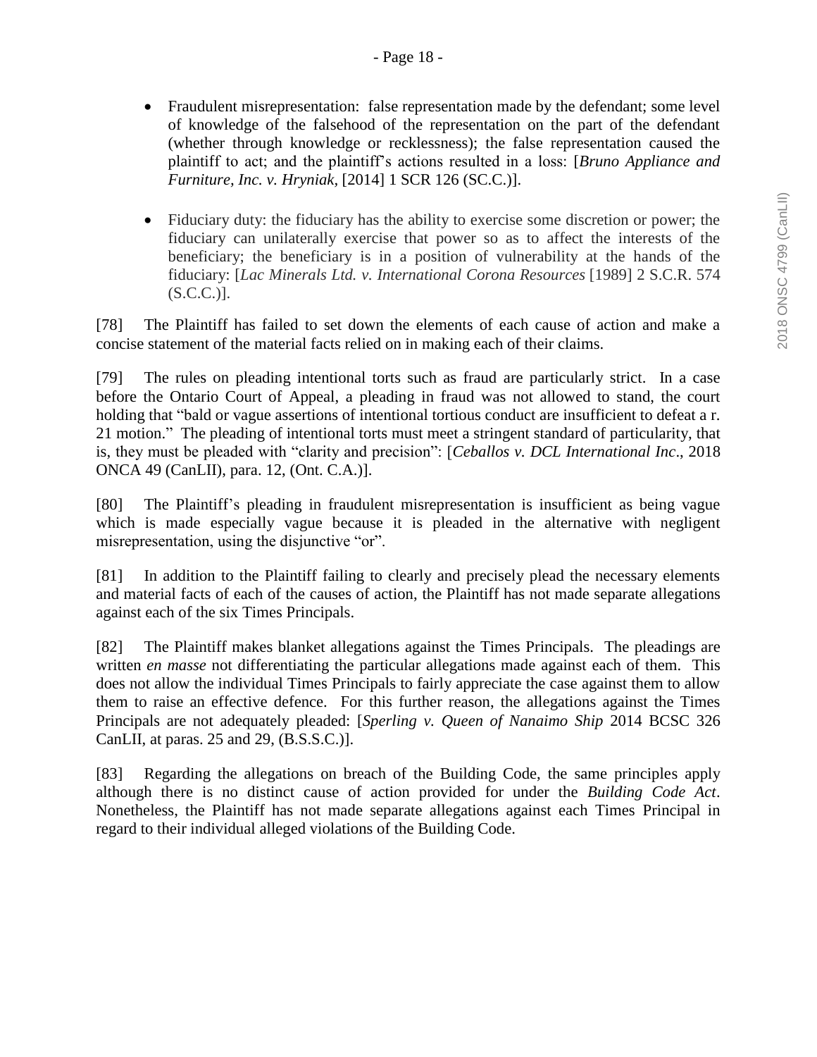- Fraudulent misrepresentation: false representation made by the defendant; some level of knowledge of the falsehood of the representation on the part of the defendant (whether through knowledge or recklessness); the false representation caused the plaintiff to act; and the plaintiff's actions resulted in a loss: [*Bruno Appliance and Furniture, Inc. v. Hryniak*, [2014] 1 SCR 126 (SC.C.)].

- Fiduciary duty: the fiduciary has the ability to exercise some discretion or power; the fiduciary can unilaterally exercise that power so as to affect the interests of the beneficiary; the beneficiary is in a position of vulnerability at the hands of the fiduciary: [*Lac Minerals Ltd. v. International Corona Resources* [1989] 2 S.C.R. 574 (S.C.C.)].

[78] The Plaintiff has failed to set down the elements of each cause of action and make a concise statement of the material facts relied on in making each of their claims.

[79] The rules on pleading intentional torts such as fraud are particularly strict. In a case before the Ontario Court of Appeal, a pleading in fraud was not allowed to stand, the court holding that "bald or vague assertions of intentional tortious conduct are insufficient to defeat a r. 21 motion." The pleading of intentional torts must meet a stringent standard of particularity, that is, they must be pleaded with "clarity and precision": [*Ceballos v. DCL International Inc*., 2018 ONCA 49 (CanLII), para. 12, (Ont. C.A.)].

[80] The Plaintiff's pleading in fraudulent misrepresentation is insufficient as being vague which is made especially vague because it is pleaded in the alternative with negligent misrepresentation, using the disjunctive "or".

[81] In addition to the Plaintiff failing to clearly and precisely plead the necessary elements and material facts of each of the causes of action, the Plaintiff has not made separate allegations against each of the six Times Principals.

[82] The Plaintiff makes blanket allegations against the Times Principals. The pleadings are written *en masse* not differentiating the particular allegations made against each of them. This does not allow the individual Times Principals to fairly appreciate the case against them to allow them to raise an effective defence. For this further reason, the allegations against the Times Principals are not adequately pleaded: [*Sperling v. Queen of Nanaimo Ship* 2014 BCSC 326 CanLII, at paras. 25 and 29, (B.S.S.C.)].

[83] Regarding the allegations on breach of the Building Code, the same principles apply although there is no distinct cause of action provided for under the *Building Code Act*. Nonetheless, the Plaintiff has not made separate allegations against each Times Principal in regard to their individual alleged violations of the Building Code.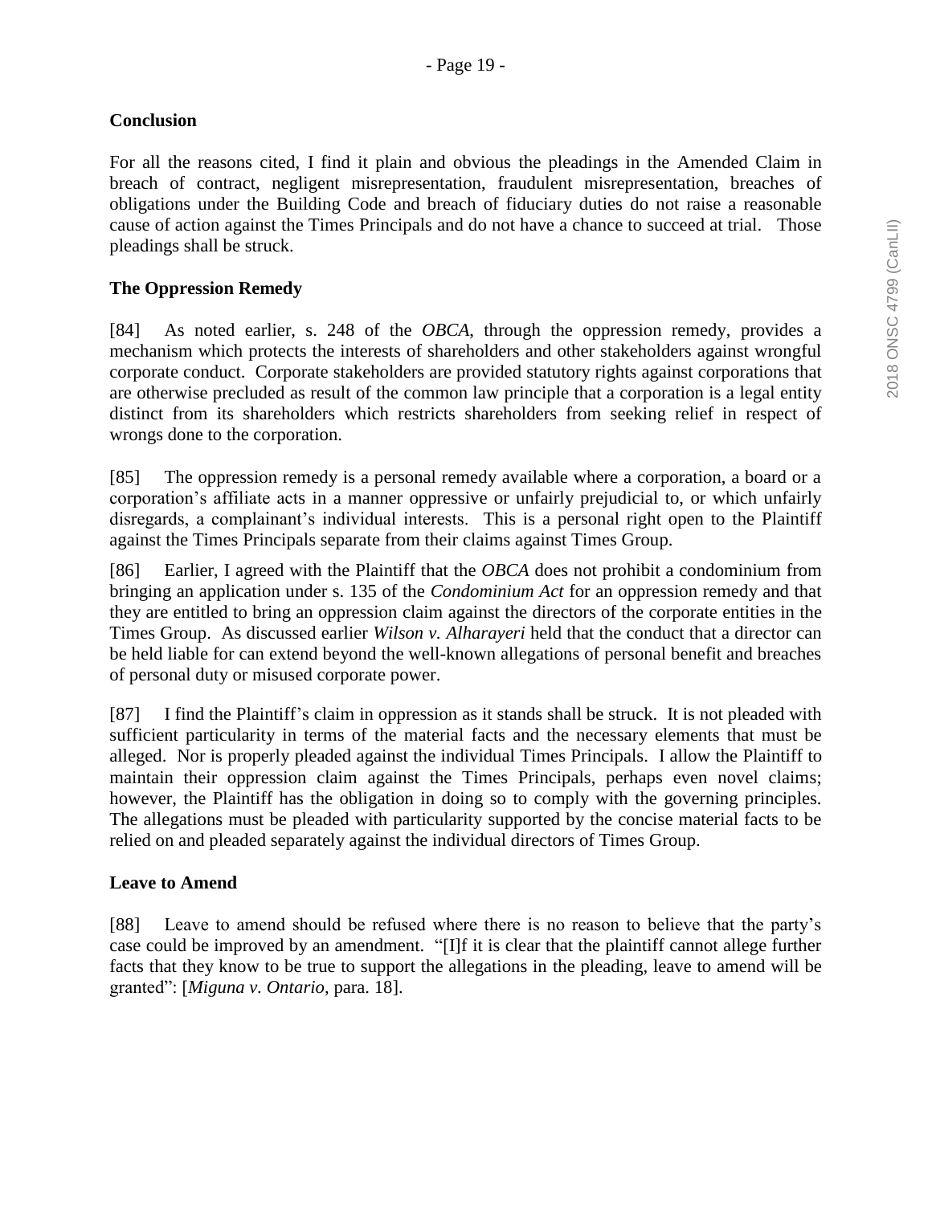### Conclusion

For all the reasons cited, I find it plain and obvious the pleadings in the Amended Claim in breach of contract, negligent misrepresentation, fraudulent misrepresentation, breaches of obligations under the Building Code and breach of fiduciary duties do not raise a reasonable cause of action against the Times Principals and do not have a chance to succeed at trial. Those pleadings shall be struck.

### The Oppression Remedy

[84] As noted earlier, s. 248 of the *OBCA*, through the oppression remedy, provides a mechanism which protects the interests of shareholders and other stakeholders against wrongful corporate conduct. Corporate stakeholders are provided statutory rights against corporations that are otherwise precluded as result of the common law principle that a corporation is a legal entity distinct from its shareholders which restricts shareholders from seeking relief in respect of wrongs done to the corporation.

[85] The oppression remedy is a personal remedy available where a corporation, a board or a corporation's affiliate acts in a manner oppressive or unfairly prejudicial to, or which unfairly disregards, a complainant's individual interests. This is a personal right open to the Plaintiff against the Times Principals separate from their claims against Times Group.

[86] Earlier, I agreed with the Plaintiff that the *OBCA* does not prohibit a condominium from bringing an application under s. 135 of the *Condominium Act* for an oppression remedy and that they are entitled to bring an oppression claim against the directors of the corporate entities in the Times Group. As discussed earlier *Wilson v. Alharayeri* held that the conduct that a director can be held liable for can extend beyond the well-known allegations of personal benefit and breaches of personal duty or misused corporate power.

[87] I find the Plaintiff's claim in oppression as it stands shall be struck. It is not pleaded with sufficient particularity in terms of the material facts and the necessary elements that must be alleged. Nor is properly pleaded against the individual Times Principals. I allow the Plaintiff to maintain their oppression claim against the Times Principals, perhaps even novel claims; however, the Plaintiff has the obligation in doing so to comply with the governing principles. The allegations must be pleaded with particularity supported by the concise material facts to be relied on and pleaded separately against the individual directors of Times Group.

### Leave to Amend

[88] Leave to amend should be refused where there is no reason to believe that the party's case could be improved by an amendment. "[I]f it is clear that the plaintiff cannot allege further facts that they know to be true to support the allegations in the pleading, leave to amend will be granted": [*Miguna v. Ontario*, para. 18].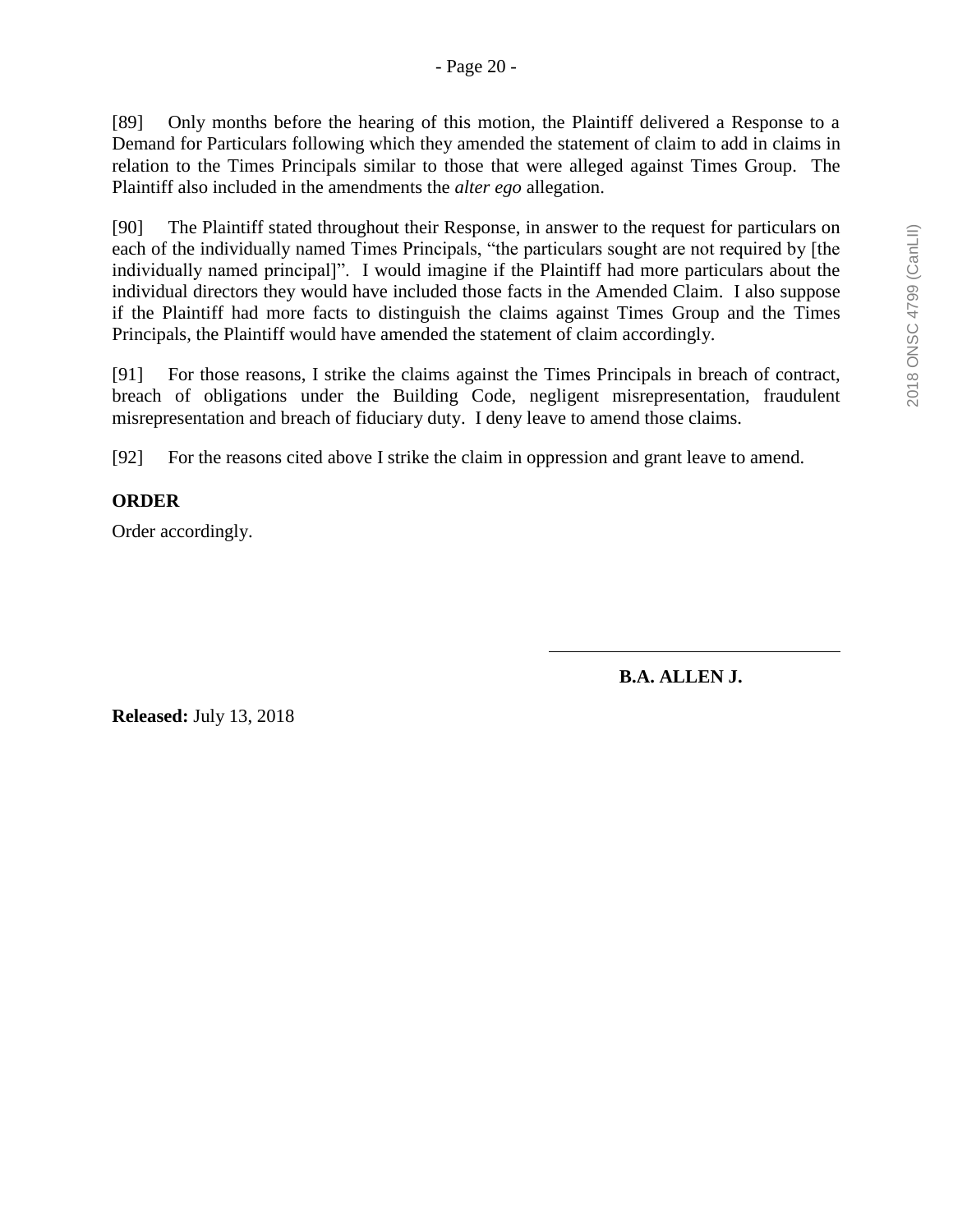[89] Only months before the hearing of this motion, the Plaintiff delivered a Response to a Demand for Particulars following which they amended the statement of claim to add in claims in relation to the Times Principals similar to those that were alleged against Times Group. The Plaintiff also included in the amendments the *alter ego* allegation.

[90] The Plaintiff stated throughout their Response, in answer to the request for particulars on each of the individually named Times Principals, "the particulars sought are not required by [the individually named principal]". I would imagine if the Plaintiff had more particulars about the individual directors they would have included those facts in the Amended Claim. I also suppose if the Plaintiff had more facts to distinguish the claims against Times Group and the Times Principals, the Plaintiff would have amended the statement of claim accordingly.

[91] For those reasons, I strike the claims against the Times Principals in breach of contract, breach of obligations under the Building Code, negligent misrepresentation, fraudulent misrepresentation and breach of fiduciary duty. I deny leave to amend those claims.

[92] For the reasons cited above I strike the claim in oppression and grant leave to amend.

**ORDER**

Order accordingly.

**B.A. ALLEN J.**

**Released:** July 13, 2018